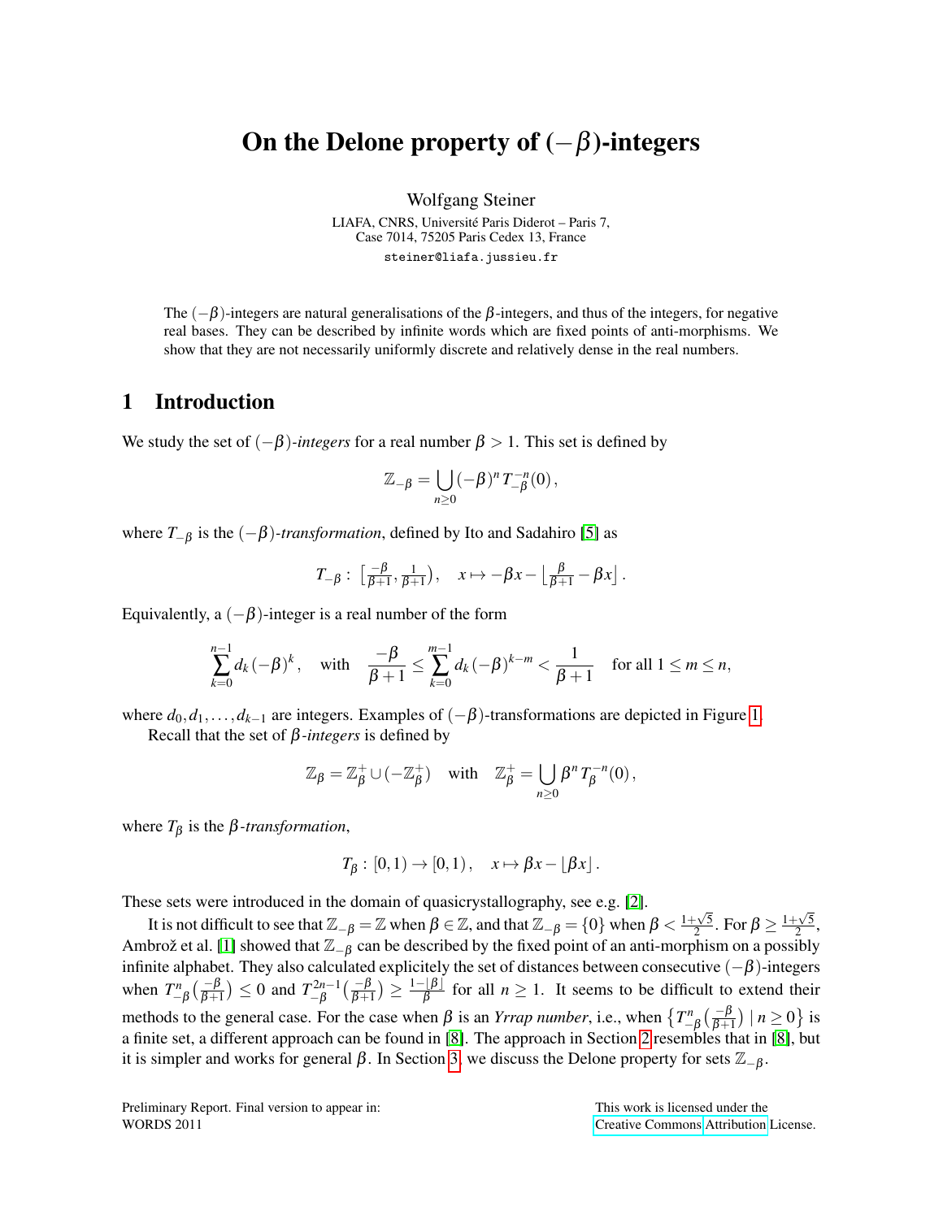# On the Delone property of $(-\beta)$-integers

Wolfgang Steiner

LIAFA, CNRS, Université Paris Diderot – Paris 7,
Case 7014, 75205 Paris Cedex 13, France

steiner@liafa.jussieu.fr

The $(-\beta)$-integers are natural generalisations of the $\beta$-integers, and thus of the integers, for negative real bases. They can be described by infinite words which are fixed points of anti-morphisms. We show that they are not necessarily uniformly discrete and relatively dense in the real numbers.

## 1 Introduction

We study the set of $(-\beta)$-*integers* for a real number $\beta > 1$. This set is defined by

$$\mathbb{Z}_{-\beta} = \bigcup_{n\geq 0} (-\beta)^n \, T_{-\beta}^{-n}(0) \,,$$

where $T_{-\beta}$ is the $(-\beta)$-*transformation*, defined by Ito and Sadahiro [5] as

$$T_{-\beta} : \left[\tfrac{-\beta}{\beta+1}, \tfrac{1}{\beta+1}\right), \quad x \mapsto -\beta x - \left\lfloor \tfrac{\beta}{\beta+1} - \beta x \right\rfloor .$$

Equivalently, a $(-\beta)$-integer is a real number of the form

$$\sum_{k=0}^{n-1} d_k \, (-\beta)^k \,, \quad \text{with} \quad \frac{-\beta}{\beta+1} \leq \sum_{k=0}^{m-1} d_k \, (-\beta)^{k-m} < \frac{1}{\beta+1} \quad \text{for all } 1 \leq m \leq n,$$

where $d_0, d_1, \ldots, d_{k-1}$ are integers. Examples of $(-\beta)$-transformations are depicted in Figure 1.

Recall that the set of $\beta$-*integers* is defined by

$$\mathbb{Z}_\beta = \mathbb{Z}_\beta^+ \cup (-\mathbb{Z}_\beta^+) \quad \text{with} \quad \mathbb{Z}_\beta^+ = \bigcup_{n\geq 0} \beta^n \, T_\beta^{-n}(0) \,,$$

where $T_\beta$ is the $\beta$-*transformation*,

$$T_\beta : [0,1) \to [0,1) \,, \quad x \mapsto \beta x - \lfloor \beta x \rfloor .$$

These sets were introduced in the domain of quasicrystallography, see e.g. [2].

It is not difficult to see that $\mathbb{Z}_{-\beta} = \mathbb{Z}$ when $\beta \in \mathbb{Z}$, and that $\mathbb{Z}_{-\beta} = \{0\}$ when $\beta < \frac{1+\sqrt{5}}{2}$. For $\beta \geq \frac{1+\sqrt{5}}{2}$, Ambrož et al. [1] showed that $\mathbb{Z}_{-\beta}$ can be described by the fixed point of an anti-morphism on a possibly infinite alphabet. They also calculated explicitely the set of distances between consecutive $(-\beta)$-integers when $T_{-\beta}^n\big(\frac{-\beta}{\beta+1}\big) \leq 0$ and $T_{-\beta}^{2n-1}\big(\frac{-\beta}{\beta+1}\big) \geq \frac{1-\lfloor\beta\rfloor}{\beta}$ for all $n \geq 1$. It seems to be difficult to extend their methods to the general case. For the case when $\beta$ is an *Yrrap number*, i.e., when $\big\{T_{-\beta}^n\big(\frac{-\beta}{\beta+1}\big) \mid n \geq 0\big\}$ is a finite set, a different approach can be found in [8]. The approach in Section 2 resembles that in [8], but it is simpler and works for general $\beta$. In Section 3, we discuss the Delone property for sets $\mathbb{Z}_{-\beta}$.

Preliminary Report. Final version to appear in:
WORDS 2011

This work is licensed under the
Creative Commons Attribution License.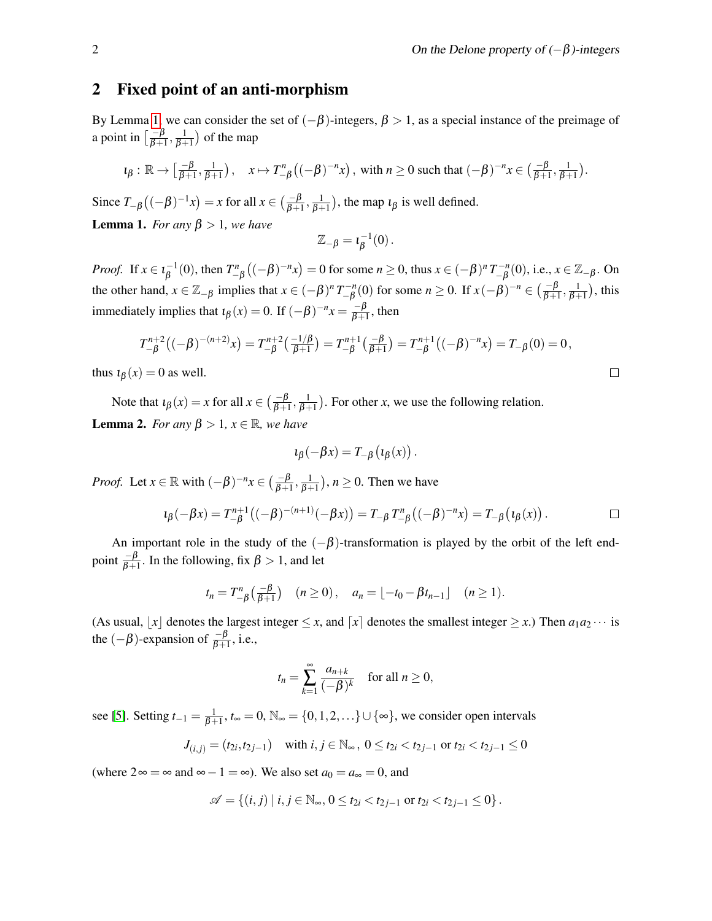## 2 Fixed point of an anti-morphism

By Lemma 1, we can consider the set of $(-\beta)$-integers, $\beta > 1$, as a special instance of the preimage of a point in $\big[\frac{-\beta}{\beta+1}, \frac{1}{\beta+1}\big)$ of the map

$$\iota_\beta : \mathbb{R} \to \big[\tfrac{-\beta}{\beta+1}, \tfrac{1}{\beta+1}\big), \quad x \mapsto T_{-\beta}^n\big((-\beta)^{-n}x\big), \text{ with } n \ge 0 \text{ such that } (-\beta)^{-n}x \in \big(\tfrac{-\beta}{\beta+1}, \tfrac{1}{\beta+1}\big).$$

Since $T_{-\beta}\big((-\beta)^{-1}x\big) = x$ for all $x \in \big(\frac{-\beta}{\beta+1}, \frac{1}{\beta+1}\big)$, the map $\iota_\beta$ is well defined.

**Lemma 1.** *For any $\beta > 1$, we have*

$$\mathbb{Z}_{-\beta} = \iota_\beta^{-1}(0)\,.$$

*Proof.* If $x \in \iota_\beta^{-1}(0)$, then $T_{-\beta}^n\big((-\beta)^{-n}x\big) = 0$ for some $n \ge 0$, thus $x \in (-\beta)^n T_{-\beta}^{-n}(0)$, i.e., $x \in \mathbb{Z}_{-\beta}$. On the other hand, $x \in \mathbb{Z}_{-\beta}$ implies that $x \in (-\beta)^n T_{-\beta}^{-n}(0)$ for some $n \ge 0$. If $x(-\beta)^{-n} \in \big(\frac{-\beta}{\beta+1}, \frac{1}{\beta+1}\big)$, this immediately implies that $\iota_\beta(x) = 0$. If $(-\beta)^{-n}x = \frac{-\beta}{\beta+1}$, then

$$T_{-\beta}^{n+2}\big((-\beta)^{-(n+2)}x\big) = T_{-\beta}^{n+2}\big(\tfrac{-1/\beta}{\beta+1}\big) = T_{-\beta}^{n+1}\big(\tfrac{-\beta}{\beta+1}\big) = T_{-\beta}^{n+1}\big((-\beta)^{-n}x\big) = T_{-\beta}(0) = 0\,,$$

thus $\iota_\beta(x) = 0$ as well. □

Note that $\iota_\beta(x) = x$ for all $x \in \big(\frac{-\beta}{\beta+1}, \frac{1}{\beta+1}\big)$. For other $x$, we use the following relation.

**Lemma 2.** *For any $\beta > 1$, $x \in \mathbb{R}$, we have*

$$\iota_\beta(-\beta x) = T_{-\beta}\big(\iota_\beta(x)\big)\,.$$

*Proof.* Let $x \in \mathbb{R}$ with $(-\beta)^{-n}x \in \big(\frac{-\beta}{\beta+1}, \frac{1}{\beta+1}\big)$, $n \ge 0$. Then we have

$$\iota_\beta(-\beta x) = T_{-\beta}^{n+1}\big((-\beta)^{-(n+1)}(-\beta x)\big) = T_{-\beta}\, T_{-\beta}^n\big((-\beta)^{-n}x\big) = T_{-\beta}\big(\iota_\beta(x)\big)\,. \qquad \square$$

An important role in the study of the $(-\beta)$-transformation is played by the orbit of the left endpoint $\frac{-\beta}{\beta+1}$. In the following, fix $\beta > 1$, and let

$$t_n = T_{-\beta}^n\big(\tfrac{-\beta}{\beta+1}\big) \quad (n \ge 0)\,, \quad a_n = \lfloor -t_0 - \beta t_{n-1} \rfloor \quad (n \ge 1).$$

(As usual, $\lfloor x \rfloor$ denotes the largest integer $\le x$, and $\lceil x \rceil$ denotes the smallest integer $\ge x$.) Then $a_1 a_2 \cdots$ is the $(-\beta)$-expansion of $\frac{-\beta}{\beta+1}$, i.e.,

$$t_n = \sum_{k=1}^{\infty} \frac{a_{n+k}}{(-\beta)^k} \quad \text{for all } n \ge 0,$$

see [5]. Setting $t_{-1} = \frac{1}{\beta+1}$, $t_\infty = 0$, $\mathbb{N}_\infty = \{0, 1, 2, \ldots\} \cup \{\infty\}$, we consider open intervals

$$J_{(i,j)} = (t_{2i}, t_{2j-1}) \quad \text{with } i, j \in \mathbb{N}_\infty\,,\ 0 \le t_{2i} < t_{2j-1} \text{ or } t_{2i} < t_{2j-1} \le 0$$

(where $2\infty = \infty$ and $\infty - 1 = \infty$). We also set $a_0 = a_\infty = 0$, and

$$\mathscr{A} = \{(i,j) \mid i, j \in \mathbb{N}_\infty,\ 0 \le t_{2i} < t_{2j-1} \text{ or } t_{2i} < t_{2j-1} \le 0\}\,.$$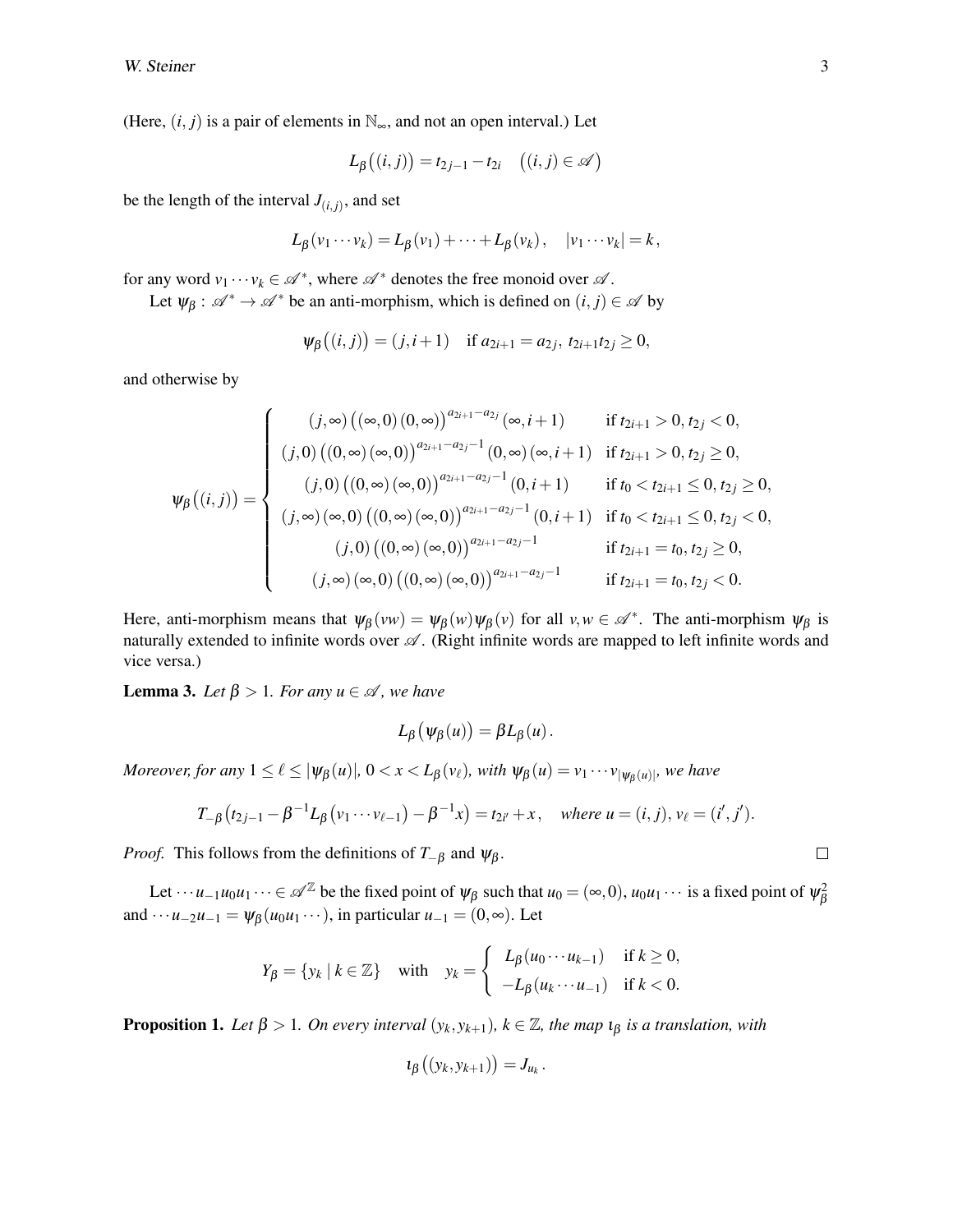(Here, $(i,j)$ is a pair of elements in $\mathbb{N}_\infty$, and not an open interval.) Let

$$L_\beta\big((i,j)\big) = t_{2j-1} - t_{2i} \quad \big((i,j) \in \mathscr{A}\big)$$

be the length of the interval $J_{(i,j)}$, and set

$$L_\beta(v_1 \cdots v_k) = L_\beta(v_1) + \cdots + L_\beta(v_k), \quad |v_1 \cdots v_k| = k,$$

for any word $v_1 \cdots v_k \in \mathscr{A}^*$, where $\mathscr{A}^*$ denotes the free monoid over $\mathscr{A}$.

Let $\psi_\beta : \mathscr{A}^* \to \mathscr{A}^*$ be an anti-morphism, which is defined on $(i,j) \in \mathscr{A}$ by

$$\psi_\beta\big((i,j)\big) = (j, i+1) \quad \text{if } a_{2i+1} = a_{2j},\ t_{2i+1} t_{2j} \geq 0,$$

and otherwise by

$$\psi_\beta\big((i,j)\big) = \begin{cases} (j,\infty)\big((\infty,0)\,(0,\infty)\big)^{a_{2i+1}-a_{2j}}(\infty,i+1) & \text{if } t_{2i+1} > 0,\ t_{2j} < 0, \\ (j,0)\big((0,\infty)\,(\infty,0)\big)^{a_{2i+1}-a_{2j}-1}(0,\infty)\,(\infty,i+1) & \text{if } t_{2i+1} > 0,\ t_{2j} \geq 0, \\ (j,0)\big((0,\infty)\,(\infty,0)\big)^{a_{2i+1}-a_{2j}-1}(0,i+1) & \text{if } t_0 < t_{2i+1} \leq 0,\ t_{2j} \geq 0, \\ (j,\infty)\,(\infty,0)\big((0,\infty)\,(\infty,0)\big)^{a_{2i+1}-a_{2j}-1}(0,i+1) & \text{if } t_0 < t_{2i+1} \leq 0,\ t_{2j} < 0, \\ (j,0)\big((0,\infty)\,(\infty,0)\big)^{a_{2i+1}-a_{2j}-1} & \text{if } t_{2i+1} = t_0,\ t_{2j} \geq 0, \\ (j,\infty)\,(\infty,0)\big((0,\infty)\,(\infty,0)\big)^{a_{2i+1}-a_{2j}-1} & \text{if } t_{2i+1} = t_0,\ t_{2j} < 0. \end{cases}$$

Here, anti-morphism means that $\psi_\beta(vw) = \psi_\beta(w)\psi_\beta(v)$ for all $v,w \in \mathscr{A}^*$. The anti-morphism $\psi_\beta$ is naturally extended to infinite words over $\mathscr{A}$. (Right infinite words are mapped to left infinite words and vice versa.)

**Lemma 3.** *Let $\beta > 1$. For any $u \in \mathscr{A}$, we have*

$$L_\beta\big(\psi_\beta(u)\big) = \beta L_\beta(u).$$

*Moreover, for any $1 \leq \ell \leq |\psi_\beta(u)|$, $0 < x < L_\beta(v_\ell)$, with $\psi_\beta(u) = v_1 \cdots v_{|\psi_\beta(u)|}$, we have*

$$T_{-\beta}\big(t_{2j-1} - \beta^{-1} L_\beta(v_1 \cdots v_{\ell-1}) - \beta^{-1} x\big) = t_{2i'} + x, \quad \text{where } u = (i,j),\ v_\ell = (i',j').$$

*Proof.* This follows from the definitions of $T_{-\beta}$ and $\psi_\beta$. $\square$

Let $\cdots u_{-1} u_0 u_1 \cdots \in \mathscr{A}^{\mathbb{Z}}$ be the fixed point of $\psi_\beta$ such that $u_0 = (\infty, 0)$, $u_0 u_1 \cdots$ is a fixed point of $\psi_\beta^2$ and $\cdots u_{-2} u_{-1} = \psi_\beta(u_0 u_1 \cdots)$, in particular $u_{-1} = (0,\infty)$. Let

$$Y_\beta = \{y_k \mid k \in \mathbb{Z}\} \quad \text{with} \quad y_k = \begin{cases} L_\beta(u_0 \cdots u_{k-1}) & \text{if } k \geq 0, \\ -L_\beta(u_k \cdots u_{-1}) & \text{if } k < 0. \end{cases}$$

**Proposition 1.** *Let $\beta > 1$. On every interval $(y_k, y_{k+1})$, $k \in \mathbb{Z}$, the map $\iota_\beta$ is a translation, with*

$$\iota_\beta\big((y_k, y_{k+1})\big) = J_{u_k}.$$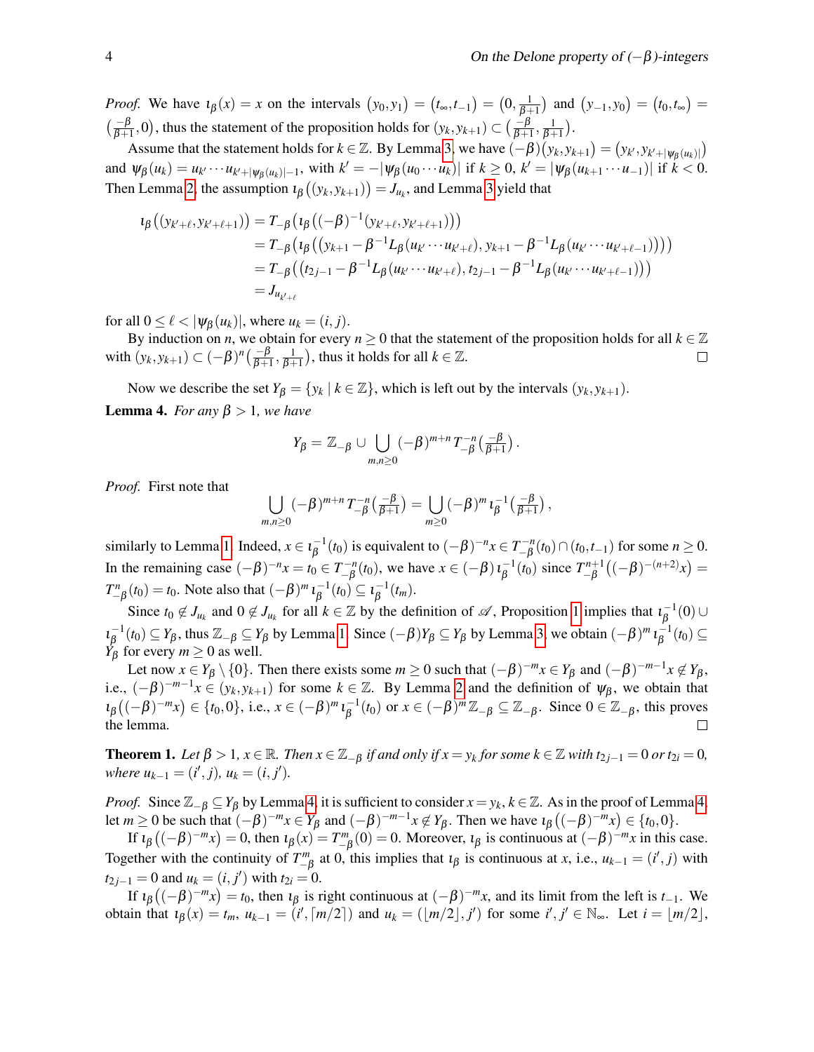*Proof.* We have $\imath_\beta(x) = x$ on the intervals $(y_0, y_1) = (t_\infty, t_{-1}) = \big(0, \frac{1}{\beta+1}\big)$ and $(y_{-1}, y_0) = (t_0, t_\infty) = \big(\frac{-\beta}{\beta+1}, 0\big)$, thus the statement of the proposition holds for $(y_k, y_{k+1}) \subset \big(\frac{-\beta}{\beta+1}, \frac{1}{\beta+1}\big)$.

Assume that the statement holds for $k \in \mathbb{Z}$. By Lemma 3, we have $(-\beta)(y_k, y_{k+1}) = \big(y_{k'}, y_{k'+|\psi_\beta(u_k)|}\big)$ and $\psi_\beta(u_k) = u_{k'} \cdots u_{k'+|\psi_\beta(u_k)|-1}$, with $k' = -|\psi_\beta(u_0 \cdots u_k)|$ if $k \ge 0$, $k' = |\psi_\beta(u_{k+1} \cdots u_{-1})|$ if $k < 0$. Then Lemma 2, the assumption $\imath_\beta\big((y_k, y_{k+1})\big) = J_{u_k}$, and Lemma 3 yield that

$$
\begin{aligned}
\imath_\beta\big((y_{k'+\ell}, y_{k'+\ell+1})\big) &= T_{-\beta}\big(\imath_\beta\big((-\beta)^{-1}(y_{k'+\ell}, y_{k'+\ell+1})\big)\big) \\
&= T_{-\beta}\big(\imath_\beta\big(\big(y_{k+1} - \beta^{-1} L_\beta(u_{k'} \cdots u_{k'+\ell}), y_{k+1} - \beta^{-1} L_\beta(u_{k'} \cdots u_{k'+\ell-1})\big)\big)\big) \\
&= T_{-\beta}\big(\big(t_{2j-1} - \beta^{-1} L_\beta(u_{k'} \cdots u_{k'+\ell}), t_{2j-1} - \beta^{-1} L_\beta(u_{k'} \cdots u_{k'+\ell-1})\big)\big) \\
&= J_{u_{k'+\ell}}
\end{aligned}
$$

for all $0 \le \ell < |\psi_\beta(u_k)|$, where $u_k = (i, j)$.

By induction on $n$, we obtain for every $n \ge 0$ that the statement of the proposition holds for all $k \in \mathbb{Z}$ with $(y_k, y_{k+1}) \subset (-\beta)^n \big(\frac{-\beta}{\beta+1}, \frac{1}{\beta+1}\big)$, thus it holds for all $k \in \mathbb{Z}$. ◻

Now we describe the set $Y_\beta = \{y_k \mid k \in \mathbb{Z}\}$, which is left out by the intervals $(y_k, y_{k+1})$.

**Lemma 4.** *For any $\beta > 1$, we have*

$$
Y_\beta = \mathbb{Z}_{-\beta} \cup \bigcup_{m,n \ge 0} (-\beta)^{m+n} T_{-\beta}^{-n}\big(\tfrac{-\beta}{\beta+1}\big).
$$

*Proof.* First note that

$$
\bigcup_{m,n \ge 0} (-\beta)^{m+n} T_{-\beta}^{-n}\big(\tfrac{-\beta}{\beta+1}\big) = \bigcup_{m \ge 0} (-\beta)^m \imath_\beta^{-1}\big(\tfrac{-\beta}{\beta+1}\big),
$$

similarly to Lemma 1. Indeed, $x \in \imath_\beta^{-1}(t_0)$ is equivalent to $(-\beta)^{-n} x \in T_{-\beta}^{-n}(t_0) \cap (t_0, t_{-1})$ for some $n \ge 0$. In the remaining case $(-\beta)^{-n} x = t_0 \in T_{-\beta}^{-n}(t_0)$, we have $x \in (-\beta)\, \imath_\beta^{-1}(t_0)$ since $T_{-\beta}^{n+1}\big((-\beta)^{-(n+2)} x\big) = T_{-\beta}^{n}(t_0) = t_0$. Note also that $(-\beta)^m\, \imath_\beta^{-1}(t_0) \subseteq \imath_\beta^{-1}(t_m)$.

Since $t_0 \notin J_{u_k}$ and $0 \notin J_{u_k}$ for all $k \in \mathbb{Z}$ by the definition of $\mathscr{A}$, Proposition 1 implies that $\imath_\beta^{-1}(0) \cup \imath_\beta^{-1}(t_0) \subseteq Y_\beta$, thus $\mathbb{Z}_{-\beta} \subseteq Y_\beta$ by Lemma 1. Since $(-\beta) Y_\beta \subseteq Y_\beta$ by Lemma 3, we obtain $(-\beta)^m\, \imath_\beta^{-1}(t_0) \subseteq Y_\beta$ for every $m \ge 0$ as well.

Let now $x \in Y_\beta \setminus \{0\}$. Then there exists some $m \ge 0$ such that $(-\beta)^{-m} x \in Y_\beta$ and $(-\beta)^{-m-1} x \notin Y_\beta$, i.e., $(-\beta)^{-m-1} x \in (y_k, y_{k+1})$ for some $k \in \mathbb{Z}$. By Lemma 2 and the definition of $\psi_\beta$, we obtain that $\imath_\beta\big((-\beta)^{-m} x\big) \in \{t_0, 0\}$, i.e., $x \in (-\beta)^m\, \imath_\beta^{-1}(t_0)$ or $x \in (-\beta)^m \mathbb{Z}_{-\beta} \subseteq \mathbb{Z}_{-\beta}$. Since $0 \in \mathbb{Z}_{-\beta}$, this proves the lemma. ◻

**Theorem 1.** *Let $\beta > 1$, $x \in \mathbb{R}$. Then $x \in \mathbb{Z}_{-\beta}$ if and only if $x = y_k$ for some $k \in \mathbb{Z}$ with $t_{2j-1} = 0$ or $t_{2i} = 0$, where $u_{k-1} = (i', j)$, $u_k = (i, j')$.*

*Proof.* Since $\mathbb{Z}_{-\beta} \subseteq Y_\beta$ by Lemma 4, it is sufficient to consider $x = y_k$, $k \in \mathbb{Z}$. As in the proof of Lemma 4, let $m \ge 0$ be such that $(-\beta)^{-m} x \in Y_\beta$ and $(-\beta)^{-m-1} x \notin Y_\beta$. Then we have $\imath_\beta\big((-\beta)^{-m} x\big) \in \{t_0, 0\}$.

If $\imath_\beta\big((-\beta)^{-m} x\big) = 0$, then $\imath_\beta(x) = T_{-\beta}^m(0) = 0$. Moreover, $\imath_\beta$ is continuous at $(-\beta)^{-m} x$ in this case. Together with the continuity of $T_{-\beta}^m$ at 0, this implies that $\imath_\beta$ is continuous at $x$, i.e., $u_{k-1} = (i', j)$ with $t_{2j-1} = 0$ and $u_k = (i, j')$ with $t_{2i} = 0$.

If $\imath_\beta\big((-\beta)^{-m} x\big) = t_0$, then $\imath_\beta$ is right continuous at $(-\beta)^{-m} x$, and its limit from the left is $t_{-1}$. We obtain that $\imath_\beta(x) = t_m$, $u_{k-1} = (i', \lceil m/2 \rceil)$ and $u_k = (\lfloor m/2 \rfloor, j')$ for some $i', j' \in \mathbb{N}_\infty$. Let $i = \lfloor m/2 \rfloor$,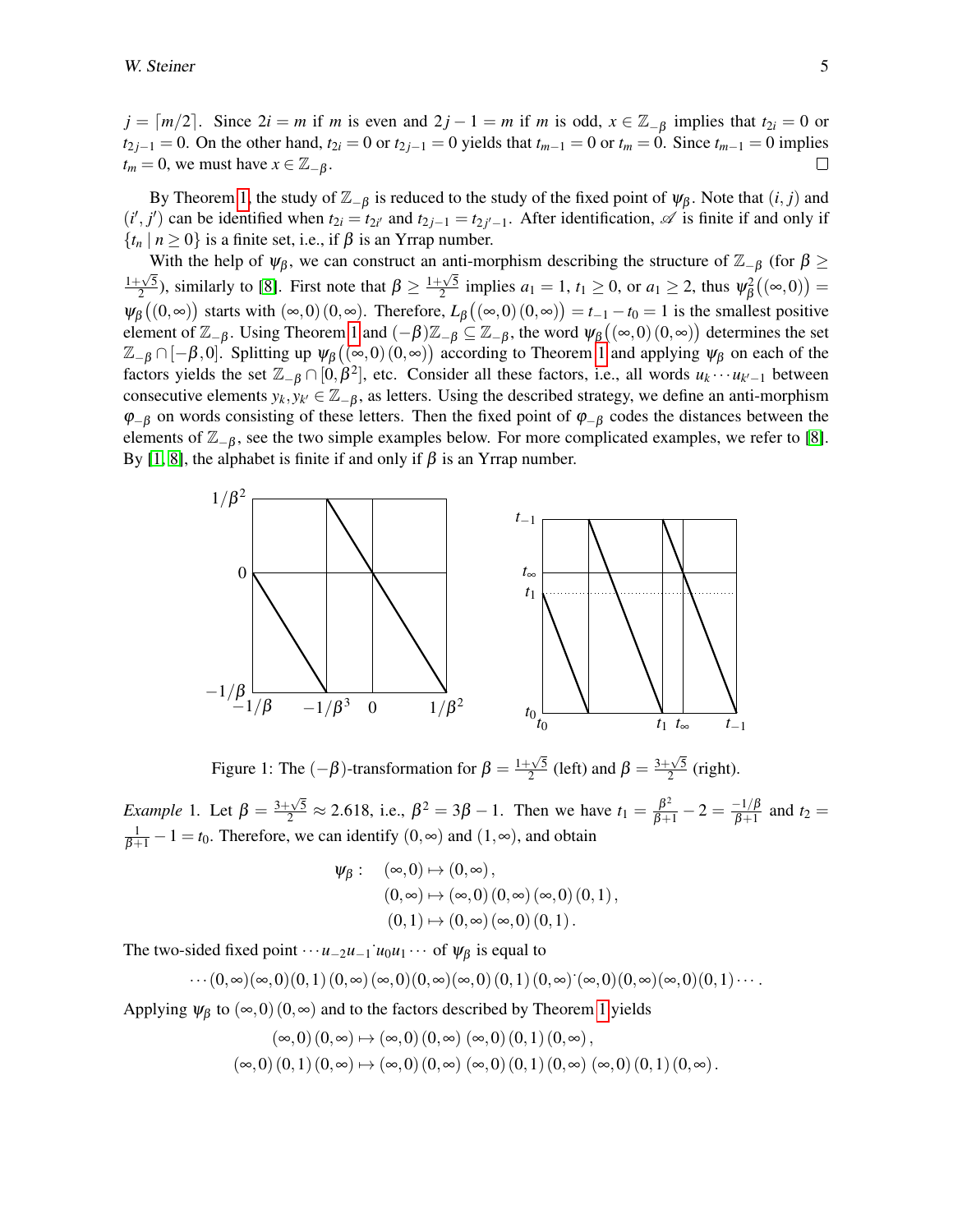$j = \lceil m/2 \rceil$. Since $2i = m$ if $m$ is even and $2j-1 = m$ if $m$ is odd, $x \in \mathbb{Z}_{-\beta}$ implies that $t_{2i} = 0$ or $t_{2j-1} = 0$. On the other hand, $t_{2i} = 0$ or $t_{2j-1} = 0$ yields that $t_{m-1} = 0$ or $t_m = 0$. Since $t_{m-1} = 0$ implies $t_m = 0$, we must have $x \in \mathbb{Z}_{-\beta}$. $\square$

By Theorem 1, the study of $\mathbb{Z}_{-\beta}$ is reduced to the study of the fixed point of $\psi_\beta$. Note that $(i,j)$ and $(i',j')$ can be identified when $t_{2i} = t_{2i'}$ and $t_{2j-1} = t_{2j'-1}$. After identification, $\mathscr{A}$ is finite if and only if $\{t_n \mid n \geq 0\}$ is a finite set, i.e., if $\beta$ is an Yrrap number.

With the help of $\psi_\beta$, we can construct an anti-morphism describing the structure of $\mathbb{Z}_{-\beta}$ (for $\beta \geq \frac{1+\sqrt{5}}{2}$), similarly to [8]. First note that $\beta \geq \frac{1+\sqrt{5}}{2}$ implies $a_1 = 1$, $t_1 \geq 0$, or $a_1 \geq 2$, thus $\psi_\beta^2\big((\infty,0)\big) = \psi_\beta\big((0,\infty)\big)$ starts with $(\infty,0)\,(0,\infty)$. Therefore, $L_\beta\big((\infty,0)\,(0,\infty)\big) = t_{-1} - t_0 = 1$ is the smallest positive element of $\mathbb{Z}_{-\beta}$. Using Theorem 1 and $(-\beta)\mathbb{Z}_{-\beta} \subseteq \mathbb{Z}_{-\beta}$, the word $\psi_\beta\big((\infty,0)\,(0,\infty)\big)$ determines the set $\mathbb{Z}_{-\beta} \cap [-\beta, 0]$. Splitting up $\psi_\beta\big((\infty,0)\,(0,\infty)\big)$ according to Theorem 1 and applying $\psi_\beta$ on each of the factors yields the set $\mathbb{Z}_{-\beta} \cap [0, \beta^2]$, etc. Consider all these factors, i.e., all words $u_k \cdots u_{k'-1}$ between consecutive elements $y_k, y_{k'} \in \mathbb{Z}_{-\beta}$, as letters. Using the described strategy, we define an anti-morphism $\varphi_{-\beta}$ on words consisting of these letters. Then the fixed point of $\varphi_{-\beta}$ codes the distances between the elements of $\mathbb{Z}_{-\beta}$, see the two simple examples below. For more complicated examples, we refer to [8]. By [1, 8], the alphabet is finite if and only if $\beta$ is an Yrrap number.

Figure 1: The $(-\beta)$-transformation for $\beta = \frac{1+\sqrt{5}}{2}$ (left) and $\beta = \frac{3+\sqrt{5}}{2}$ (right).

*Example* 1. Let $\beta = \frac{3+\sqrt{5}}{2} \approx 2.618$, i.e., $\beta^2 = 3\beta - 1$. Then we have $t_1 = \frac{\beta^2}{\beta+1} - 2 = \frac{-1/\beta}{\beta+1}$ and $t_2 = \frac{1}{\beta+1} - 1 = t_0$. Therefore, we can identify $(0,\infty)$ and $(1,\infty)$, and obtain

$$
\begin{aligned}
\psi_\beta: \quad & (\infty,0) \mapsto (0,\infty)\,, \\
& (0,\infty) \mapsto (\infty,0)\,(0,\infty)\,(\infty,0)\,(0,1)\,, \\
& (0,1) \mapsto (0,\infty)\,(\infty,0)\,(0,1)\,.
\end{aligned}
$$

The two-sided fixed point $\cdots u_{-2}u_{-1}\,\dot{}\,u_0u_1\cdots$ of $\psi_\beta$ is equal to

$$
\cdots(0,\infty)(\infty,0)(0,1)\,(0,\infty)\,(\infty,0)(0,\infty)(\infty,0)\,(0,1)\,(0,\infty)\dot{}\,(\infty,0)(0,\infty)(\infty,0)(0,1)\cdots.
$$

Applying $\psi_\beta$ to $(\infty,0)\,(0,\infty)$ and to the factors described by Theorem 1 yields

$$
\begin{aligned}
(\infty,0)\,(0,\infty) &\mapsto (\infty,0)\,(0,\infty)\;\,(\infty,0)\,(0,1)\,(0,\infty)\,, \\
(\infty,0)\,(0,1)\,(0,\infty) &\mapsto (\infty,0)\,(0,\infty)\;\,(\infty,0)\,(0,1)\,(0,\infty)\;\,(\infty,0)\,(0,1)\,(0,\infty)\,.
\end{aligned}
$$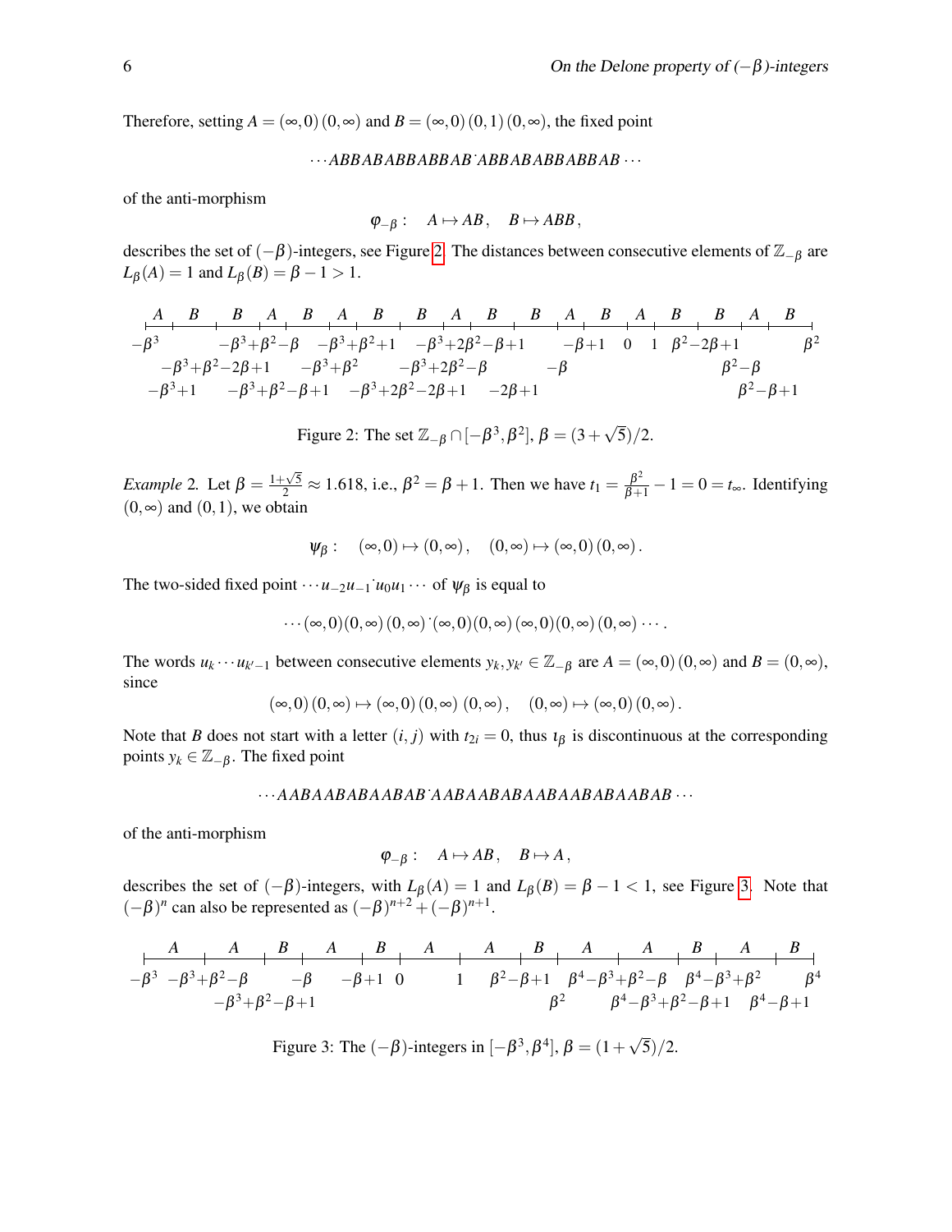Therefore, setting $A = (\infty,0)\,(0,\infty)$ and $B = (\infty,0)\,(0,1)\,(0,\infty)$, the fixed point

$$\cdots ABBABABBABBAB\dot{}ABBABABBABBAB\cdots$$

of the anti-morphism

$$\varphi_{-\beta}: \quad A \mapsto AB\,, \quad B \mapsto ABB\,,$$

describes the set of $(-\beta)$-integers, see Figure 2. The distances between consecutive elements of $\mathbb{Z}_{-\beta}$ are $L_\beta(A) = 1$ and $L_\beta(B) = \beta - 1 > 1$.

Figure 2: The set $\mathbb{Z}_{-\beta} \cap [-\beta^3, \beta^2]$, $\beta = (3+\sqrt{5})/2$.

*Example 2.* Let $\beta = \frac{1+\sqrt{5}}{2} \approx 1.618$, i.e., $\beta^2 = \beta + 1$. Then we have $t_1 = \frac{\beta^2}{\beta+1} - 1 = 0 = t_\infty$. Identifying $(0,\infty)$ and $(0,1)$, we obtain

$$\psi_\beta: \quad (\infty,0) \mapsto (0,\infty)\,, \quad (0,\infty) \mapsto (\infty,0)\,(0,\infty)\,.$$

The two-sided fixed point $\cdots u_{-2}u_{-1}\dot{}u_0u_1\cdots$ of $\psi_\beta$ is equal to

$$\cdots(\infty,0)(0,\infty)\,(0,\infty)\,\dot{}(\infty,0)(0,\infty)\,(\infty,0)(0,\infty)\,(0,\infty)\cdots.$$

The words $u_k\cdots u_{k'-1}$ between consecutive elements $y_k, y_{k'} \in \mathbb{Z}_{-\beta}$ are $A = (\infty,0)\,(0,\infty)$ and $B = (0,\infty)$, since

$$(\infty,0)\,(0,\infty) \mapsto (\infty,0)\,(0,\infty)\;(0,\infty)\,, \quad (0,\infty) \mapsto (\infty,0)\,(0,\infty)\,.$$

Note that $B$ does not start with a letter $(i,j)$ with $t_{2i} = 0$, thus $\iota_\beta$ is discontinuous at the corresponding points $y_k \in \mathbb{Z}_{-\beta}$. The fixed point

$$\cdots AABAABABAABAB\dot{}AABAABABAABAABABAABAB\cdots$$

of the anti-morphism

$$\varphi_{-\beta}: \quad A \mapsto AB\,, \quad B \mapsto A\,,$$

describes the set of $(-\beta)$-integers, with $L_\beta(A) = 1$ and $L_\beta(B) = \beta - 1 < 1$, see Figure 3. Note that $(-\beta)^n$ can also be represented as $(-\beta)^{n+2} + (-\beta)^{n+1}$.

Figure 3: The $(-\beta)$-integers in $[-\beta^3, \beta^4]$, $\beta = (1+\sqrt{5})/2$.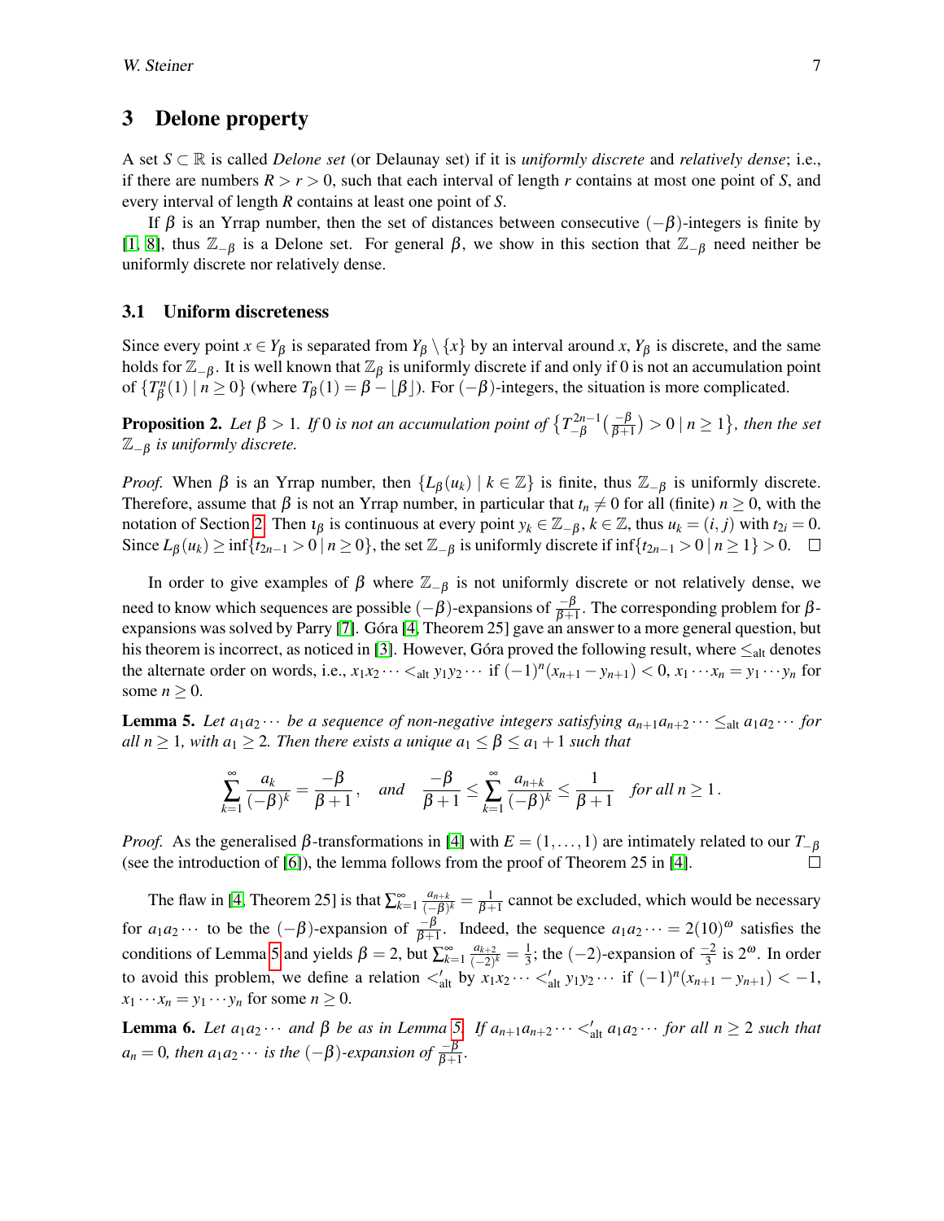## 3 Delone property

A set $S \subset \mathbb{R}$ is called *Delone set* (or Delaunay set) if it is *uniformly discrete* and *relatively dense*; i.e., if there are numbers $R > r > 0$, such that each interval of length $r$ contains at most one point of $S$, and every interval of length $R$ contains at least one point of $S$.

If $\beta$ is an Yrrap number, then the set of distances between consecutive $(-\beta)$-integers is finite by [1, 8], thus $\mathbb{Z}_{-\beta}$ is a Delone set. For general $\beta$, we show in this section that $\mathbb{Z}_{-\beta}$ need neither be uniformly discrete nor relatively dense.

### 3.1 Uniform discreteness

Since every point $x \in Y_\beta$ is separated from $Y_\beta \setminus \{x\}$ by an interval around $x$, $Y_\beta$ is discrete, and the same holds for $\mathbb{Z}_{-\beta}$. It is well known that $\mathbb{Z}_\beta$ is uniformly discrete if and only if 0 is not an accumulation point of $\{T_\beta^n(1) \mid n \geq 0\}$ (where $T_\beta(1) = \beta - \lfloor \beta \rfloor$). For $(-\beta)$-integers, the situation is more complicated.

**Proposition 2.** *Let $\beta > 1$. If 0 is not an accumulation point of $\{T_{-\beta}^{2n-1}(\frac{-\beta}{\beta+1}) > 0 \mid n \geq 1\}$, then the set $\mathbb{Z}_{-\beta}$ is uniformly discrete.*

*Proof.* When $\beta$ is an Yrrap number, then $\{L_\beta(u_k) \mid k \in \mathbb{Z}\}$ is finite, thus $\mathbb{Z}_{-\beta}$ is uniformly discrete. Therefore, assume that $\beta$ is not an Yrrap number, in particular that $t_n \neq 0$ for all (finite) $n \geq 0$, with the notation of Section 2. Then $\iota_\beta$ is continuous at every point $y_k \in \mathbb{Z}_{-\beta}$, $k \in \mathbb{Z}$, thus $u_k = (i, j)$ with $t_{2i} = 0$. Since $L_\beta(u_k) \geq \inf\{t_{2n-1} > 0 \mid n \geq 0\}$, the set $\mathbb{Z}_{-\beta}$ is uniformly discrete if $\inf\{t_{2n-1} > 0 \mid n \geq 1\} > 0$. □

In order to give examples of $\beta$ where $\mathbb{Z}_{-\beta}$ is not uniformly discrete or not relatively dense, we need to know which sequences are possible $(-\beta)$-expansions of $\frac{-\beta}{\beta+1}$. The corresponding problem for $\beta$-expansions was solved by Parry [7]. Góra [4, Theorem 25] gave an answer to a more general question, but his theorem is incorrect, as noticed in [3]. However, Góra proved the following result, where $\leq_{\text{alt}}$ denotes the alternate order on words, i.e., $x_1x_2\cdots <_{\text{alt}} y_1y_2\cdots$ if $(-1)^n(x_{n+1} - y_{n+1}) < 0$, $x_1\cdots x_n = y_1\cdots y_n$ for some $n \geq 0$.

**Lemma 5.** *Let $a_1a_2\cdots$ be a sequence of non-negative integers satisfying $a_{n+1}a_{n+2}\cdots \leq_{\text{alt}} a_1a_2\cdots$ for all $n \geq 1$, with $a_1 \geq 2$. Then there exists a unique $a_1 \leq \beta \leq a_1 + 1$ such that*

$$\sum_{k=1}^{\infty} \frac{a_k}{(-\beta)^k} = \frac{-\beta}{\beta+1}, \quad \text{and} \quad \frac{-\beta}{\beta+1} \leq \sum_{k=1}^{\infty} \frac{a_{n+k}}{(-\beta)^k} \leq \frac{1}{\beta+1} \quad \text{for all } n \geq 1\,.$$

*Proof.* As the generalised $\beta$-transformations in [4] with $E = (1, \ldots, 1)$ are intimately related to our $T_{-\beta}$ (see the introduction of [6]), the lemma follows from the proof of Theorem 25 in [4]. □

The flaw in [4, Theorem 25] is that $\sum_{k=1}^{\infty} \frac{a_{n+k}}{(-\beta)^k} = \frac{1}{\beta+1}$ cannot be excluded, which would be necessary for $a_1a_2\cdots$ to be the $(-\beta)$-expansion of $\frac{-\beta}{\beta+1}$. Indeed, the sequence $a_1a_2\cdots = 2(10)^\omega$ satisfies the conditions of Lemma 5 and yields $\beta = 2$, but $\sum_{k=1}^{\infty} \frac{a_{k+2}}{(-2)^k} = \frac{1}{3}$; the $(-2)$-expansion of $\frac{-2}{3}$ is $2^\omega$. In order to avoid this problem, we define a relation $<'_{\text{alt}}$ by $x_1x_2\cdots <'_{\text{alt}} y_1y_2\cdots$ if $(-1)^n(x_{n+1} - y_{n+1}) < -1$, $x_1\cdots x_n = y_1\cdots y_n$ for some $n \geq 0$.

**Lemma 6.** *Let $a_1a_2\cdots$ and $\beta$ be as in Lemma 5. If $a_{n+1}a_{n+2}\cdots <'_{\text{alt}} a_1a_2\cdots$ for all $n \geq 2$ such that $a_n = 0$, then $a_1a_2\cdots$ is the $(-\beta)$-expansion of $\frac{-\beta}{\beta+1}$.*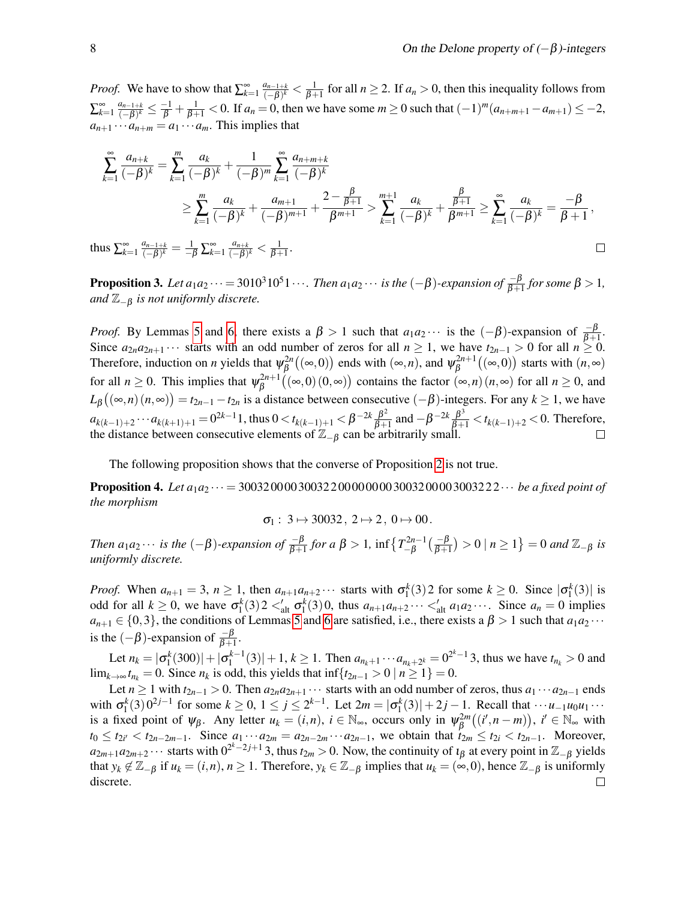*Proof.* We have to show that $\sum_{k=1}^{\infty} \frac{a_{n-1+k}}{(-\beta)^k} < \frac{1}{\beta+1}$ for all $n \geq 2$. If $a_n > 0$, then this inequality follows from $\sum_{k=1}^{\infty} \frac{a_{n-1+k}}{(-\beta)^k} \leq \frac{-1}{\beta} + \frac{1}{\beta+1} < 0$. If $a_n = 0$, then we have some $m \geq 0$ such that $(-1)^m(a_{n+m+1} - a_{m+1}) \leq -2$, $a_{n+1} \cdots a_{n+m} = a_1 \cdots a_m$. This implies that

$$\sum_{k=1}^{\infty} \frac{a_{n+k}}{(-\beta)^k} = \sum_{k=1}^{m} \frac{a_k}{(-\beta)^k} + \frac{1}{(-\beta)^m} \sum_{k=1}^{\infty} \frac{a_{n+m+k}}{(-\beta)^k}$$
$$\geq \sum_{k=1}^{m} \frac{a_k}{(-\beta)^k} + \frac{a_{m+1}}{(-\beta)^{m+1}} + \frac{2 - \frac{\beta}{\beta+1}}{\beta^{m+1}} > \sum_{k=1}^{m+1} \frac{a_k}{(-\beta)^k} + \frac{\frac{\beta}{\beta+1}}{\beta^{m+1}} \geq \sum_{k=1}^{\infty} \frac{a_k}{(-\beta)^k} = \frac{-\beta}{\beta+1},$$

thus $\sum_{k=1}^{\infty} \frac{a_{n-1+k}}{(-\beta)^k} = \frac{1}{-\beta} \sum_{k=1}^{\infty} \frac{a_{n+k}}{(-\beta)^k} < \frac{1}{\beta+1}$. ◻

**Proposition 3.** *Let $a_1a_2 \cdots = 3010^310^51\cdots$. Then $a_1a_2\cdots$ is the $(-\beta)$-expansion of $\frac{-\beta}{\beta+1}$ for some $\beta > 1$, and $\mathbb{Z}_{-\beta}$ is not uniformly discrete.*

*Proof.* By Lemmas 5 and 6, there exists a $\beta > 1$ such that $a_1a_2\cdots$ is the $(-\beta)$-expansion of $\frac{-\beta}{\beta+1}$. Since $a_{2n}a_{2n+1}\cdots$ starts with an odd number of zeros for all $n \geq 1$, we have $t_{2n-1} > 0$ for all $n \geq 0$. Therefore, induction on $n$ yields that $\psi_\beta^{2n}\big((\infty,0)\big)$ ends with $(\infty,n)$, and $\psi_\beta^{2n+1}\big((\infty,0)\big)$ starts with $(n,\infty)$ for all $n \geq 0$. This implies that $\psi_\beta^{2n+1}\big((\infty,0)\,(0,\infty)\big)$ contains the factor $(\infty,n)\,(n,\infty)$ for all $n \geq 0$, and $L_\beta\big((\infty,n)\,(n,\infty)\big) = t_{2n-1} - t_{2n}$ is a distance between consecutive $(-\beta)$-integers. For any $k \geq 1$, we have $a_{k(k-1)+2}\cdots a_{k(k+1)+1} = 0^{2k-1}1$, thus $0 < t_{k(k-1)+1} < \beta^{-2k}\frac{\beta^2}{\beta+1}$ and $-\beta^{-2k}\frac{\beta^3}{\beta+1} < t_{k(k-1)+2} < 0$. Therefore, the distance between consecutive elements of $\mathbb{Z}_{-\beta}$ can be arbitrarily small. ◻

The following proposition shows that the converse of Proposition 2 is not true.

**Proposition 4.** *Let $a_1a_2\cdots = 30032\,00\,00\,30032\,2\,00\,00\,00\,00\,30032\,00\,00\,30032\,2\,2\cdots$ be a fixed point of the morphism*

$$\sigma_1:\ 3 \mapsto 30032\,,\ 2 \mapsto 2\,,\ 0 \mapsto 00\,.$$

*Then $a_1a_2\cdots$ is the $(-\beta)$-expansion of $\frac{-\beta}{\beta+1}$ for a $\beta > 1$, $\inf\{T_{-\beta}^{2n-1}\big(\frac{-\beta}{\beta+1}\big) > 0 \mid n \geq 1\} = 0$ and $\mathbb{Z}_{-\beta}$ is uniformly discrete.*

*Proof.* When $a_{n+1} = 3$, $n \geq 1$, then $a_{n+1}a_{n+2}\cdots$ starts with $\sigma_1^k(3)\,2$ for some $k \geq 0$. Since $|\sigma_1^k(3)|$ is odd for all $k \geq 0$, we have $\sigma_1^k(3)\,2 <'_{\mathrm{alt}} \sigma_1^k(3)\,0$, thus $a_{n+1}a_{n+2}\cdots <'_{\mathrm{alt}} a_1a_2\cdots$. Since $a_n = 0$ implies $a_{n+1} \in \{0,3\}$, the conditions of Lemmas 5 and 6 are satisfied, i.e., there exists a $\beta > 1$ such that $a_1a_2\cdots$ is the $(-\beta)$-expansion of $\frac{-\beta}{\beta+1}$.

Let $n_k = |\sigma_1^k(300)| + |\sigma_1^{k-1}(3)| + 1$, $k \geq 1$. Then $a_{n_k+1}\cdots a_{n_k+2^k} = 0^{2^k-1}3$, thus we have $t_{n_k} > 0$ and $\lim_{k\to\infty} t_{n_k} = 0$. Since $n_k$ is odd, this yields that $\inf\{t_{2n-1} > 0 \mid n \geq 1\} = 0$.

Let $n \geq 1$ with $t_{2n-1} > 0$. Then $a_{2n}a_{2n+1}\cdots$ starts with an odd number of zeros, thus $a_1\cdots a_{2n-1}$ ends with $\sigma_1^k(3)\,0^{2j-1}$ for some $k \geq 0$, $1 \leq j \leq 2^{k-1}$. Let $2m = |\sigma_1^k(3)| + 2j - 1$. Recall that $\cdots u_{-1}u_0u_1\cdots$ is a fixed point of $\psi_\beta$. Any letter $u_k = (i,n)$, $i \in \mathbb{N}_\infty$, occurs only in $\psi_\beta^{2m}\big((i', n-m)\big)$, $i' \in \mathbb{N}_\infty$ with $t_0 \leq t_{2i'} < t_{2n-2m-1}$. Since $a_1\cdots a_{2m} = a_{2n-2m}\cdots a_{2n-1}$, we obtain that $t_{2m} \leq t_{2i} < t_{2n-1}$. Moreover, $a_{2m+1}a_{2m+2}\cdots$ starts with $0^{2^k-2j+1}3$, thus $t_{2m} > 0$. Now, the continuity of $\imath_\beta$ at every point in $\mathbb{Z}_{-\beta}$ yields that $y_k \notin \mathbb{Z}_{-\beta}$ if $u_k = (i,n)$, $n \geq 1$. Therefore, $y_k \in \mathbb{Z}_{-\beta}$ implies that $u_k = (\infty,0)$, hence $\mathbb{Z}_{-\beta}$ is uniformly discrete. ◻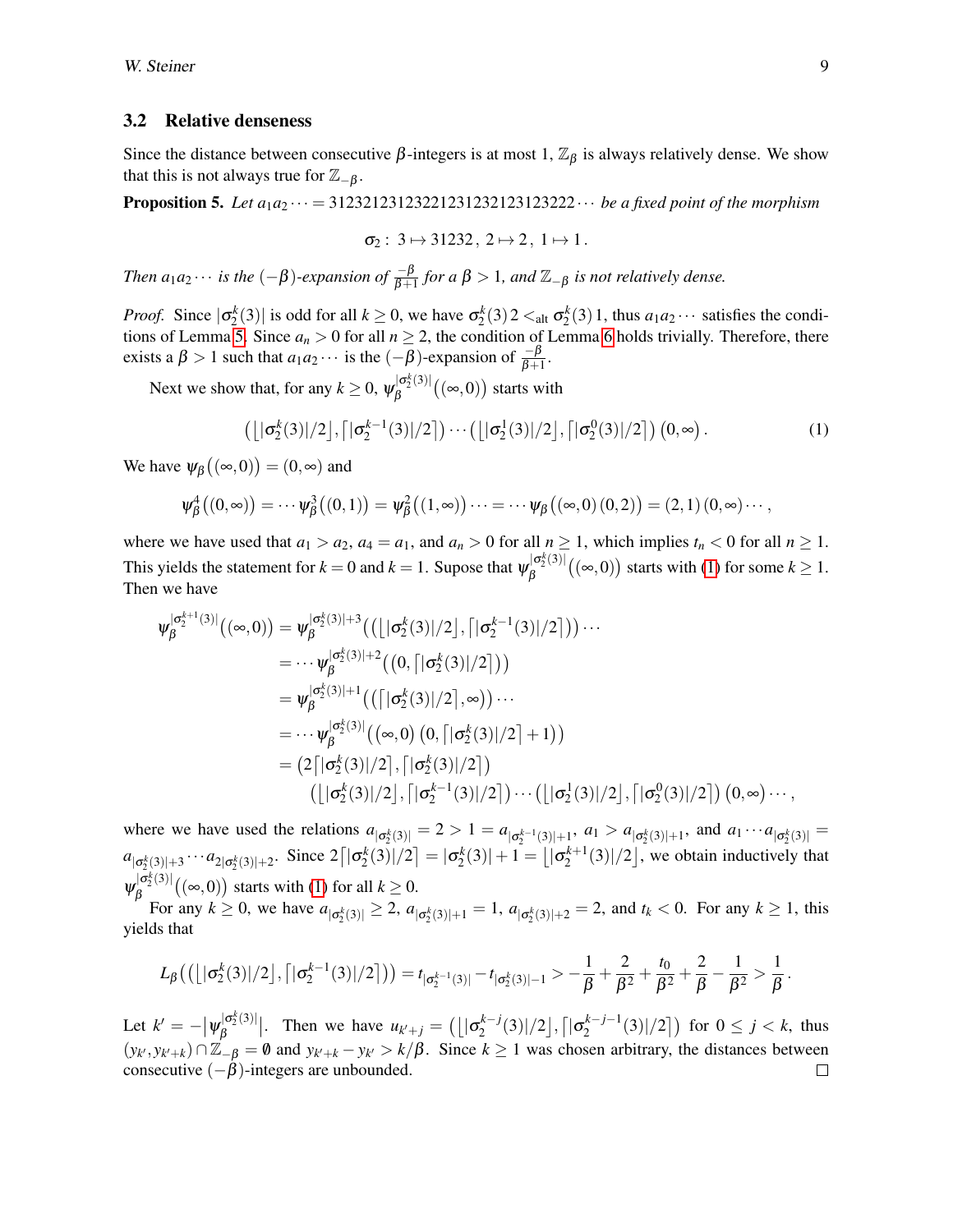### 3.2 Relative denseness

Since the distance between consecutive $\beta$-integers is at most 1, $\mathbb{Z}_\beta$ is always relatively dense. We show that this is not always true for $\mathbb{Z}_{-\beta}$.

**Proposition 5.** *Let $a_1a_2\cdots = 31232123123221231232123123222\cdots$ be a fixed point of the morphism*

$$\sigma_2:\ 3\mapsto 31232\,,\ 2\mapsto 2\,,\ 1\mapsto 1\,.$$

*Then $a_1a_2\cdots$ is the $(-\beta)$-expansion of $\frac{-\beta}{\beta+1}$ for a $\beta>1$, and $\mathbb{Z}_{-\beta}$ is not relatively dense.*

*Proof.* Since $|\sigma_2^k(3)|$ is odd for all $k\ge 0$, we have $\sigma_2^k(3)\,2 <_{\mathrm{alt}} \sigma_2^k(3)\,1$, thus $a_1a_2\cdots$ satisfies the conditions of Lemma 5. Since $a_n>0$ for all $n\ge 2$, the condition of Lemma 6 holds trivially. Therefore, there exists a $\beta>1$ such that $a_1a_2\cdots$ is the $(-\beta)$-expansion of $\frac{-\beta}{\beta+1}$.

Next we show that, for any $k\ge 0$, $\psi_\beta^{|\sigma_2^k(3)|}\big((\infty,0)\big)$ starts with

$$\big(\lfloor|\sigma_2^k(3)|/2\rfloor,\lceil|\sigma_2^{k-1}(3)|/2\rceil\big)\cdots\big(\lfloor|\sigma_2^1(3)|/2\rfloor,\lceil|\sigma_2^0(3)|/2\rceil\big)\,(0,\infty)\,. \tag{1}$$

We have $\psi_\beta\big((\infty,0)\big)=(0,\infty)$ and

$$\psi_\beta^4\big((0,\infty)\big)=\cdots\psi_\beta^3\big((0,1)\big)=\psi_\beta^2\big((1,\infty)\big)\cdots=\cdots\psi_\beta\big((\infty,0)\,(0,2)\big)=(2,1)\,(0,\infty)\cdots,$$

where we have used that $a_1>a_2$, $a_4=a_1$, and $a_n>0$ for all $n\ge 1$, which implies $t_n<0$ for all $n\ge 1$. This yields the statement for $k=0$ and $k=1$. Supose that $\psi_\beta^{|\sigma_2^k(3)|}\big((\infty,0)\big)$ starts with (1) for some $k\ge 1$. Then we have

$$\begin{aligned}
\psi_\beta^{|\sigma_2^{k+1}(3)|}\big((\infty,0)\big) &= \psi_\beta^{|\sigma_2^k(3)|+3}\Big(\big(\lfloor|\sigma_2^k(3)|/2\rfloor,\lceil|\sigma_2^{k-1}(3)|/2\rceil\big)\Big)\cdots\\
&= \cdots\psi_\beta^{|\sigma_2^k(3)|+2}\Big(\big(0,\lceil|\sigma_2^k(3)|/2\rceil\big)\Big)\\
&= \psi_\beta^{|\sigma_2^k(3)|+1}\Big(\big(\lceil|\sigma_2^k(3)|/2\rceil,\infty\big)\Big)\cdots\\
&= \cdots\psi_\beta^{|\sigma_2^k(3)|}\Big((\infty,0)\,\big(0,\lceil|\sigma_2^k(3)|/2\rceil+1\big)\Big)\\
&= \big(2\lceil|\sigma_2^k(3)|/2\rceil,\lceil|\sigma_2^k(3)|/2\rceil\big)\\
&\qquad\big(\lfloor|\sigma_2^k(3)|/2\rfloor,\lceil|\sigma_2^{k-1}(3)|/2\rceil\big)\cdots\big(\lfloor|\sigma_2^1(3)|/2\rfloor,\lceil|\sigma_2^0(3)|/2\rceil\big)\,(0,\infty)\cdots,
\end{aligned}$$

where we have used the relations $a_{|\sigma_2^k(3)|}=2>1=a_{|\sigma_2^{k-1}(3)|+1}$, $a_1>a_{|\sigma_2^k(3)|+1}$, and $a_1\cdots a_{|\sigma_2^k(3)|}=a_{|\sigma_2^k(3)|+3}\cdots a_{2|\sigma_2^k(3)|+2}$. Since $2\lceil|\sigma_2^k(3)|/2\rceil=|\sigma_2^k(3)|+1=\lfloor|\sigma_2^{k+1}(3)|/2\rfloor$, we obtain inductively that $\psi_\beta^{|\sigma_2^k(3)|}\big((\infty,0)\big)$ starts with (1) for all $k\ge 0$.

For any $k\ge 0$, we have $a_{|\sigma_2^k(3)|}\ge 2$, $a_{|\sigma_2^k(3)|+1}=1$, $a_{|\sigma_2^k(3)|+2}=2$, and $t_k<0$. For any $k\ge 1$, this yields that

$$L_\beta\Big(\big(\lfloor|\sigma_2^k(3)|/2\rfloor,\lceil|\sigma_2^{k-1}(3)|/2\rceil\big)\Big)=t_{|\sigma_2^{k-1}(3)|}-t_{|\sigma_2^k(3)|-1}>-\frac{1}{\beta}+\frac{2}{\beta^2}+\frac{t_0}{\beta^2}+\frac{2}{\beta}-\frac{1}{\beta^2}>\frac{1}{\beta}\,.$$

Let $k'=-\big|\psi_\beta^{|\sigma_2^k(3)|}\big|$. Then we have $u_{k'+j}=\big(\lfloor|\sigma_2^{k-j}(3)|/2\rfloor,\lceil|\sigma_2^{k-j-1}(3)|/2\rceil\big)$ for $0\le j<k$, thus $(y_{k'},y_{k'+k})\cap\mathbb{Z}_{-\beta}=\emptyset$ and $y_{k'+k}-y_{k'}>k/\beta$. Since $k\ge 1$ was chosen arbitrary, the distances between consecutive $(-\beta)$-integers are unbounded. $\square$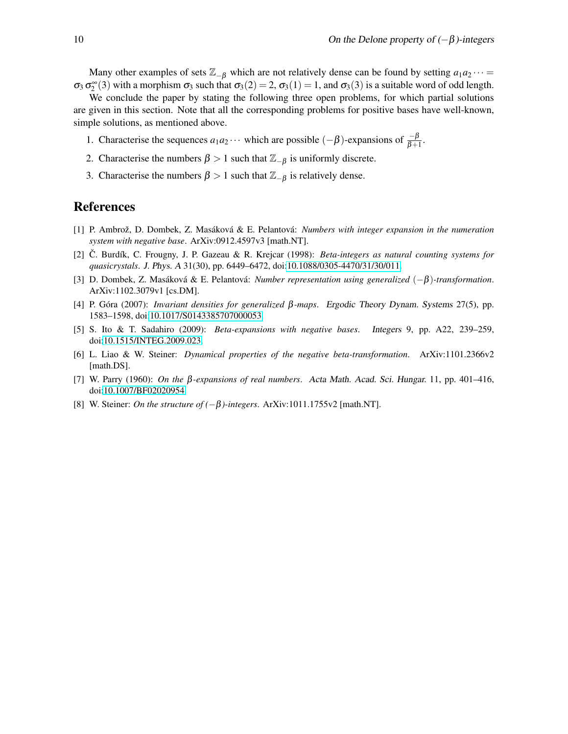Many other examples of sets $\mathbb{Z}_{-\beta}$ which are not relatively dense can be found by setting $a_1 a_2 \cdots = \sigma_3\, \sigma_2^\infty(3)$ with a morphism $\sigma_3$ such that $\sigma_3(2) = 2$, $\sigma_3(1) = 1$, and $\sigma_3(3)$ is a suitable word of odd length.

We conclude the paper by stating the following three open problems, for which partial solutions are given in this section. Note that all the corresponding problems for positive bases have well-known, simple solutions, as mentioned above.

1. Characterise the sequences $a_1 a_2 \cdots$ which are possible $(-\beta)$-expansions of $\frac{-\beta}{\beta+1}$.
2. Characterise the numbers $\beta > 1$ such that $\mathbb{Z}_{-\beta}$ is uniformly discrete.
3. Characterise the numbers $\beta > 1$ such that $\mathbb{Z}_{-\beta}$ is relatively dense.

## References

[1] P. Ambrož, D. Dombek, Z. Masáková & E. Pelantová: *Numbers with integer expansion in the numeration system with negative base*. ArXiv:0912.4597v3 [math.NT].

[2] Č. Burdík, C. Frougny, J. P. Gazeau & R. Krejcar (1998): *Beta-integers as natural counting systems for quasicrystals*. J. Phys. A 31(30), pp. 6449–6472, doi:10.1088/0305-4470/31/30/011.

[3] D. Dombek, Z. Masáková & E. Pelantová: *Number representation using generalized $(-\beta)$-transformation*. ArXiv:1102.3079v1 [cs.DM].

[4] P. Góra (2007): *Invariant densities for generalized $\beta$-maps*. Ergodic Theory Dynam. Systems 27(5), pp. 1583–1598, doi:10.1017/S0143385707000053.

[5] S. Ito & T. Sadahiro (2009): *Beta-expansions with negative bases*. Integers 9, pp. A22, 239–259, doi:10.1515/INTEG.2009.023.

[6] L. Liao & W. Steiner: *Dynamical properties of the negative beta-transformation*. ArXiv:1101.2366v2 [math.DS].

[7] W. Parry (1960): *On the $\beta$-expansions of real numbers*. Acta Math. Acad. Sci. Hungar. 11, pp. 401–416, doi:10.1007/BF02020954.

[8] W. Steiner: *On the structure of $(-\beta)$-integers*. ArXiv:1011.1755v2 [math.NT].